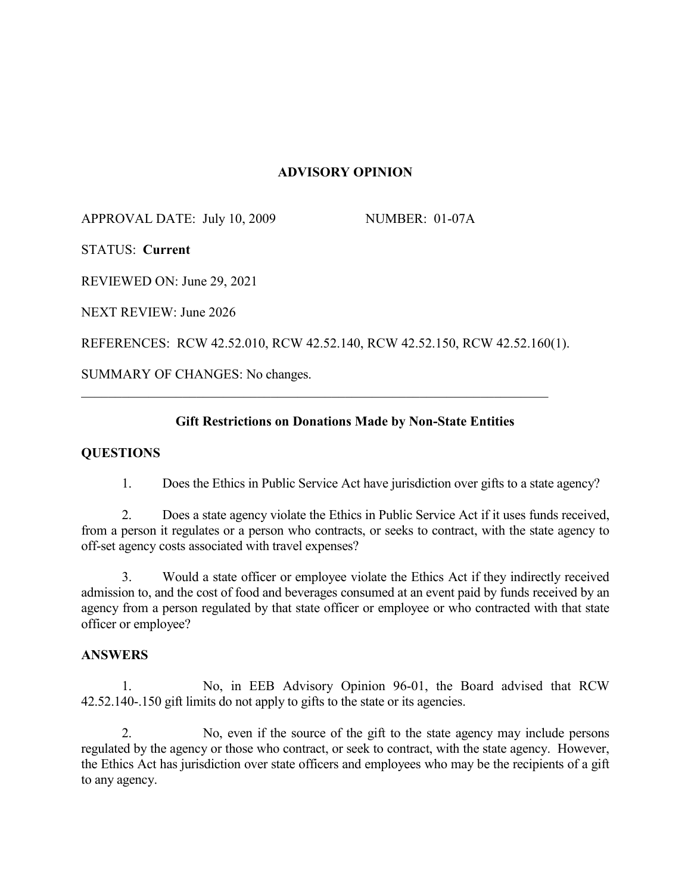# ADVISORY OPINION

APPROVAL DATE: July 10, 2009 NUMBER: 01-07A

STATUS: **Current**

REVIEWED ON: June 29, 2021

NEXT REVIEW: June 2026

REFERENCES: RCW 42.52.010, RCW 42.52.140, RCW 42.52.150, RCW 42.52.160(1).

SUMMARY OF CHANGES: No changes.

---

## Gift Restrictions on Donations Made by Non-State Entities

### QUESTIONS

1. Does the Ethics in Public Service Act have jurisdiction over gifts to a state agency?

2. Does a state agency violate the Ethics in Public Service Act if it uses funds received, from a person it regulates or a person who contracts, or seeks to contract, with the state agency to off-set agency costs associated with travel expenses?

3. Would a state officer or employee violate the Ethics Act if they indirectly received admission to, and the cost of food and beverages consumed at an event paid by funds received by an agency from a person regulated by that state officer or employee or who contracted with that state officer or employee?

### ANSWERS

1. No, in EEB Advisory Opinion 96-01, the Board advised that RCW 42.52.140-.150 gift limits do not apply to gifts to the state or its agencies.

2. No, even if the source of the gift to the state agency may include persons regulated by the agency or those who contract, or seek to contract, with the state agency. However, the Ethics Act has jurisdiction over state officers and employees who may be the recipients of a gift to any agency.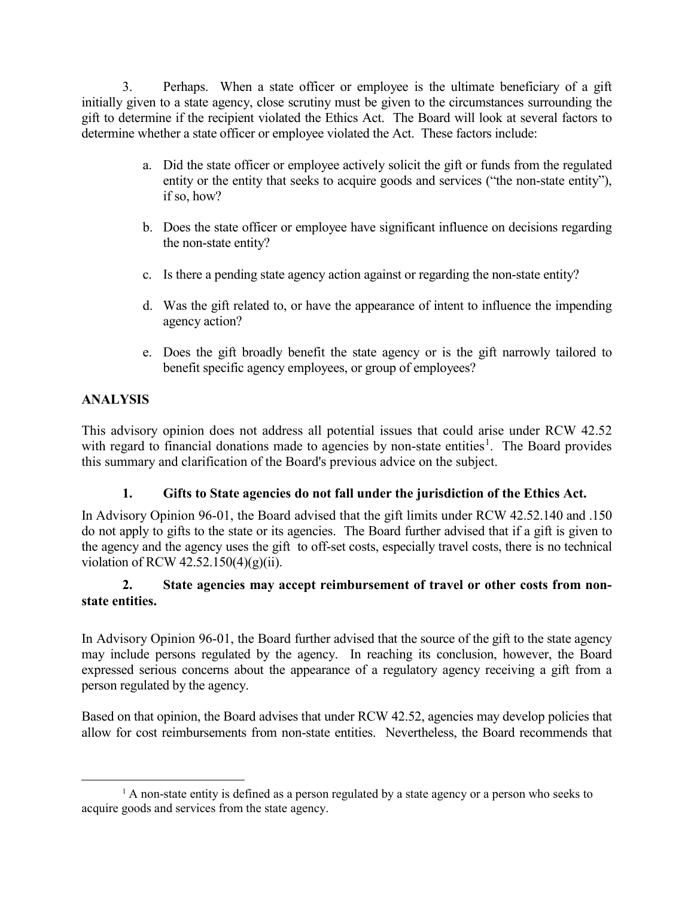3. Perhaps. When a state officer or employee is the ultimate beneficiary of a gift initially given to a state agency, close scrutiny must be given to the circumstances surrounding the gift to determine if the recipient violated the Ethics Act. The Board will look at several factors to determine whether a state officer or employee violated the Act. These factors include:

   a. Did the state officer or employee actively solicit the gift or funds from the regulated entity or the entity that seeks to acquire goods and services ("the non-state entity"), if so, how?

   b. Does the state officer or employee have significant influence on decisions regarding the non-state entity?

   c. Is there a pending state agency action against or regarding the non-state entity?

   d. Was the gift related to, or have the appearance of intent to influence the impending agency action?

   e. Does the gift broadly benefit the state agency or is the gift narrowly tailored to benefit specific agency employees, or group of employees?

## ANALYSIS

This advisory opinion does not address all potential issues that could arise under RCW 42.52 with regard to financial donations made to agencies by non-state entities[1]. The Board provides this summary and clarification of the Board's previous advice on the subject.

### 1. Gifts to State agencies do not fall under the jurisdiction of the Ethics Act.

In Advisory Opinion 96-01, the Board advised that the gift limits under RCW 42.52.140 and .150 do not apply to gifts to the state or its agencies. The Board further advised that if a gift is given to the agency and the agency uses the gift to off-set costs, especially travel costs, there is no technical violation of RCW 42.52.150(4)(g)(ii).

### 2. State agencies may accept reimbursement of travel or other costs from non-state entities.

In Advisory Opinion 96-01, the Board further advised that the source of the gift to the state agency may include persons regulated by the agency. In reaching its conclusion, however, the Board expressed serious concerns about the appearance of a regulatory agency receiving a gift from a person regulated by the agency.

Based on that opinion, the Board advises that under RCW 42.52, agencies may develop policies that allow for cost reimbursements from non-state entities. Nevertheless, the Board recommends that

---

[1] A non-state entity is defined as a person regulated by a state agency or a person who seeks to acquire goods and services from the state agency.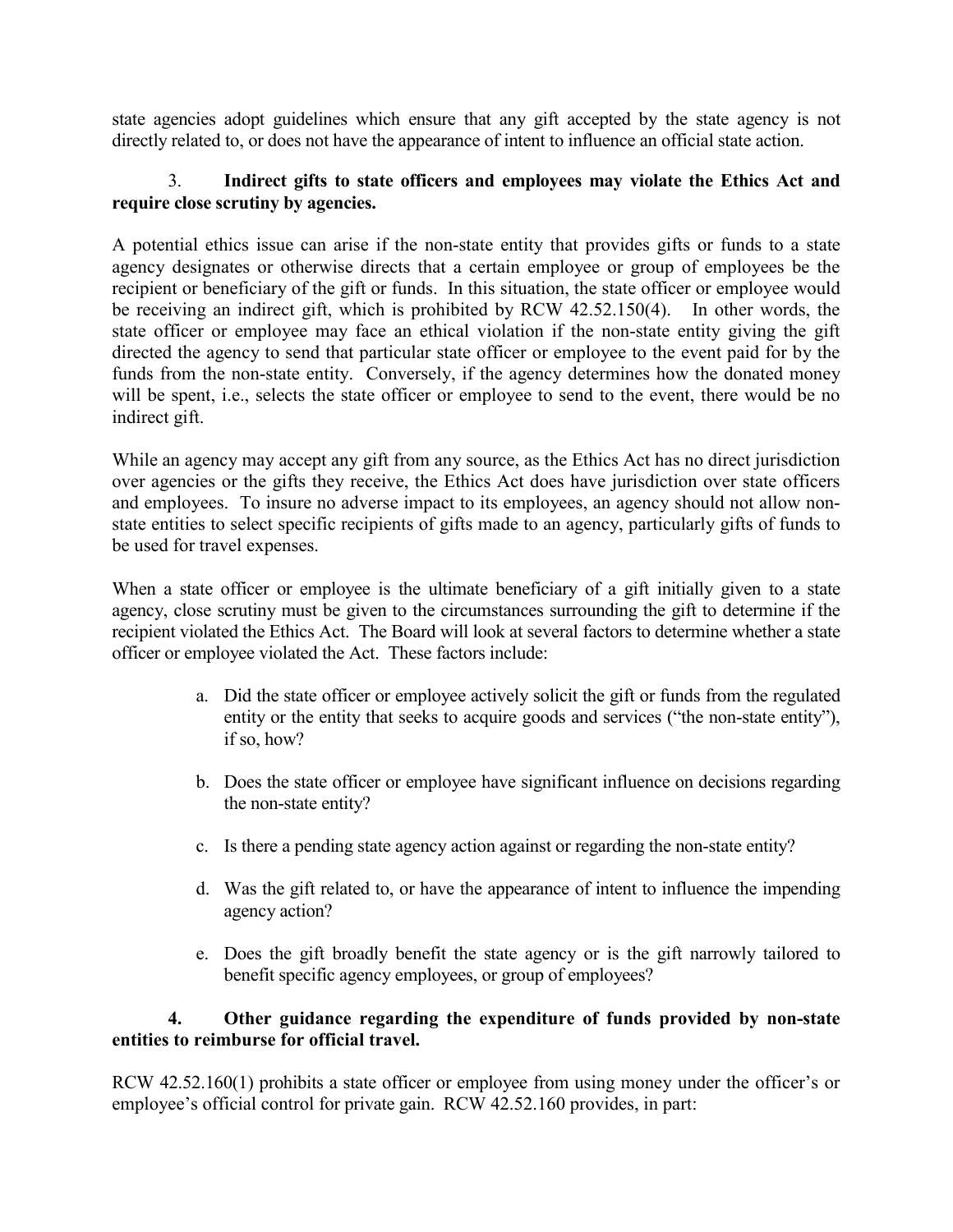state agencies adopt guidelines which ensure that any gift accepted by the state agency is not directly related to, or does not have the appearance of intent to influence an official state action.

3. **Indirect gifts to state officers and employees may violate the Ethics Act and require close scrutiny by agencies.**

A potential ethics issue can arise if the non-state entity that provides gifts or funds to a state agency designates or otherwise directs that a certain employee or group of employees be the recipient or beneficiary of the gift or funds. In this situation, the state officer or employee would be receiving an indirect gift, which is prohibited by RCW 42.52.150(4). In other words, the state officer or employee may face an ethical violation if the non-state entity giving the gift directed the agency to send that particular state officer or employee to the event paid for by the funds from the non-state entity. Conversely, if the agency determines how the donated money will be spent, i.e., selects the state officer or employee to send to the event, there would be no indirect gift.

While an agency may accept any gift from any source, as the Ethics Act has no direct jurisdiction over agencies or the gifts they receive, the Ethics Act does have jurisdiction over state officers and employees. To insure no adverse impact to its employees, an agency should not allow non-state entities to select specific recipients of gifts made to an agency, particularly gifts of funds to be used for travel expenses.

When a state officer or employee is the ultimate beneficiary of a gift initially given to a state agency, close scrutiny must be given to the circumstances surrounding the gift to determine if the recipient violated the Ethics Act. The Board will look at several factors to determine whether a state officer or employee violated the Act. These factors include:

a. Did the state officer or employee actively solicit the gift or funds from the regulated entity or the entity that seeks to acquire goods and services ("the non-state entity"), if so, how?

b. Does the state officer or employee have significant influence on decisions regarding the non-state entity?

c. Is there a pending state agency action against or regarding the non-state entity?

d. Was the gift related to, or have the appearance of intent to influence the impending agency action?

e. Does the gift broadly benefit the state agency or is the gift narrowly tailored to benefit specific agency employees, or group of employees?

4. **Other guidance regarding the expenditure of funds provided by non-state entities to reimburse for official travel.**

RCW 42.52.160(1) prohibits a state officer or employee from using money under the officer's or employee's official control for private gain. RCW 42.52.160 provides, in part: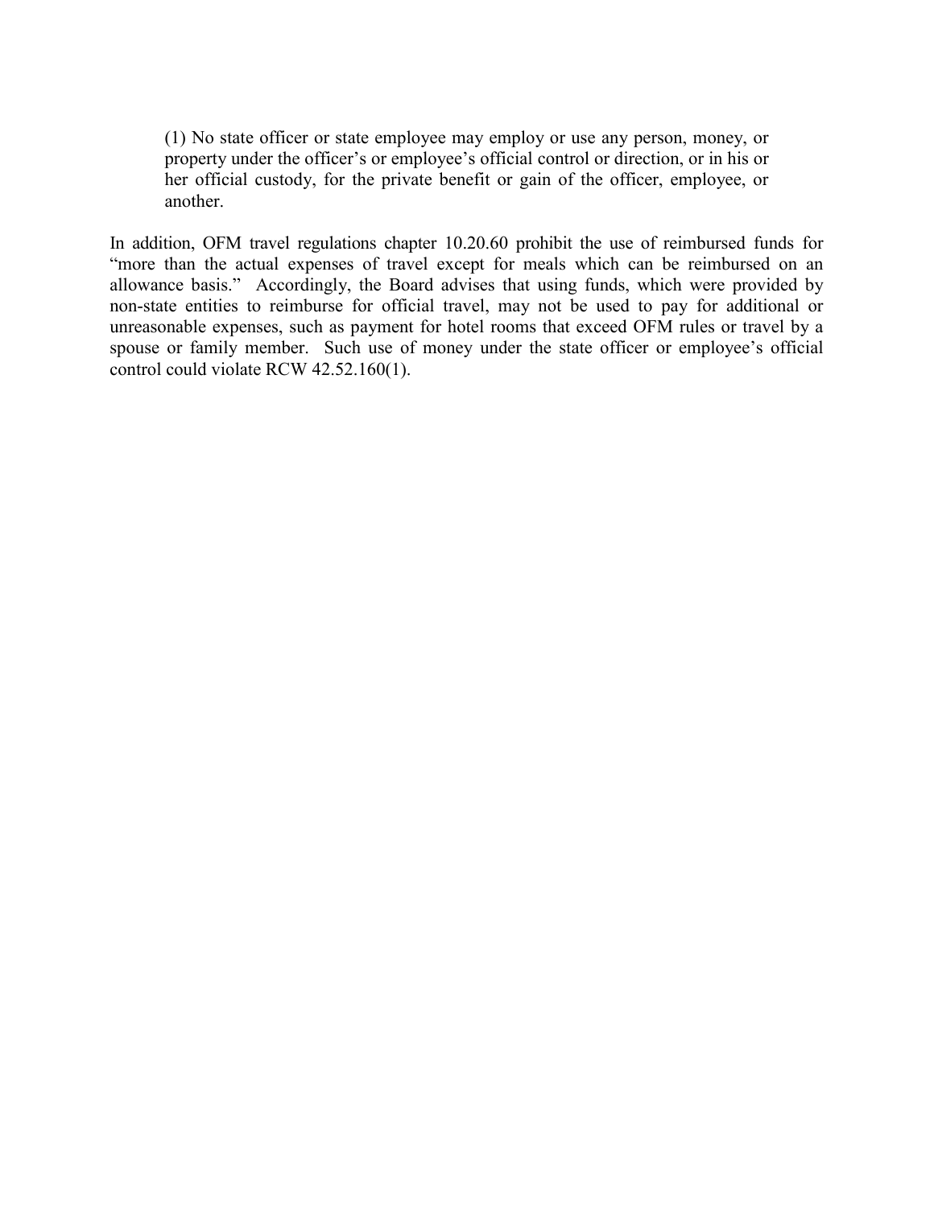> (1) No state officer or state employee may employ or use any person, money, or property under the officer's or employee's official control or direction, or in his or her official custody, for the private benefit or gain of the officer, employee, or another.

In addition, OFM travel regulations chapter 10.20.60 prohibit the use of reimbursed funds for "more than the actual expenses of travel except for meals which can be reimbursed on an allowance basis." Accordingly, the Board advises that using funds, which were provided by non-state entities to reimburse for official travel, may not be used to pay for additional or unreasonable expenses, such as payment for hotel rooms that exceed OFM rules or travel by a spouse or family member. Such use of money under the state officer or employee's official control could violate RCW 42.52.160(1).